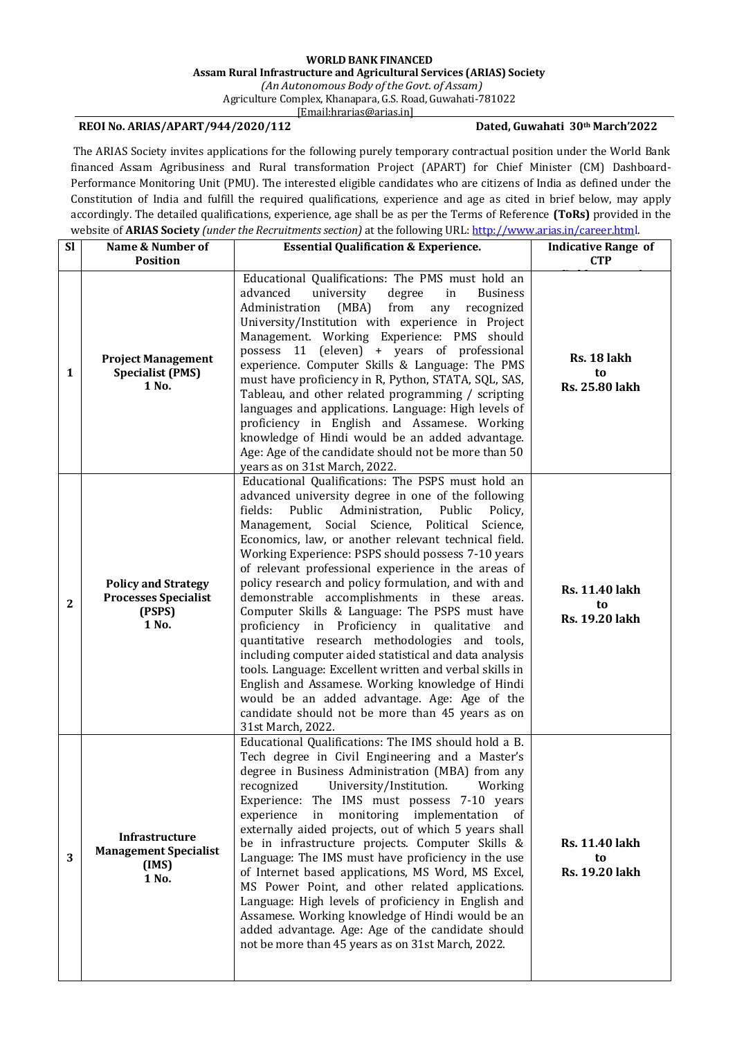**WORLD BANK FINANCED**

**Assam Rural Infrastructure and Agricultural Services (ARIAS) Society**

*(An Autonomous Body of the Govt. of Assam)*

Agriculture Complex, Khanapara, G.S. Road, Guwahati-781022

[Email:hrarias@arias.in]

**REOI No. ARIAS/APART/944/2020/112** **Dated, Guwahati 30th March'2022**

The ARIAS Society invites applications for the following purely temporary contractual position under the World Bank financed Assam Agribusiness and Rural transformation Project (APART) for Chief Minister (CM) Dashboard-Performance Monitoring Unit (PMU). The interested eligible candidates who are citizens of India as defined under the Constitution of India and fulfill the required qualifications, experience and age as cited in brief below, may apply accordingly. The detailed qualifications, experience, age shall be as per the Terms of Reference **(ToRs)** provided in the website of **ARIAS Society** *(under the Recruitments section)* at the following URL: http://www.arias.in/career.html.

| Sl | Name & Number of Position | Essential Qualification & Experience. | Indicative Range of CTP |
|---|---|---|---|
| 1 | **Project Management Specialist (PMS) 1 No.** | Educational Qualifications: The PMS must hold an advanced university degree in Business Administration (MBA) from any recognized University/Institution with experience in Project Management. Working Experience: PMS should possess 11 (eleven) + years of professional experience. Computer Skills & Language: The PMS must have proficiency in R, Python, STATA, SQL, SAS, Tableau, and other related programming / scripting languages and applications. Language: High levels of proficiency in English and Assamese. Working knowledge of Hindi would be an added advantage. Age: Age of the candidate should not be more than 50 years as on 31st March, 2022. | **Rs. 18 lakh to Rs. 25.80 lakh** |
| 2 | **Policy and Strategy Processes Specialist (PSPS) 1 No.** | Educational Qualifications: The PSPS must hold an advanced university degree in one of the following fields: Public Administration, Public Policy, Management, Social Science, Political Science, Economics, law, or another relevant technical field. Working Experience: PSPS should possess 7-10 years of relevant professional experience in the areas of policy research and policy formulation, and with and demonstrable accomplishments in these areas. Computer Skills & Language: The PSPS must have proficiency in Proficiency in qualitative and quantitative research methodologies and tools, including computer aided statistical and data analysis tools. Language: Excellent written and verbal skills in English and Assamese. Working knowledge of Hindi would be an added advantage. Age: Age of the candidate should not be more than 45 years as on 31st March, 2022. | **Rs. 11.40 lakh to Rs. 19.20 lakh** |
| 3 | **Infrastructure Management Specialist (IMS) 1 No.** | Educational Qualifications: The IMS should hold a B. Tech degree in Civil Engineering and a Master's degree in Business Administration (MBA) from any recognized University/Institution. Working Experience: The IMS must possess 7-10 years experience in monitoring implementation of externally aided projects, out of which 5 years shall be in infrastructure projects. Computer Skills & Language: The IMS must have proficiency in the use of Internet based applications, MS Word, MS Excel, MS Power Point, and other related applications. Language: High levels of proficiency in English and Assamese. Working knowledge of Hindi would be an added advantage. Age: Age of the candidate should not be more than 45 years as on 31st March, 2022. | **Rs. 11.40 lakh to Rs. 19.20 lakh** |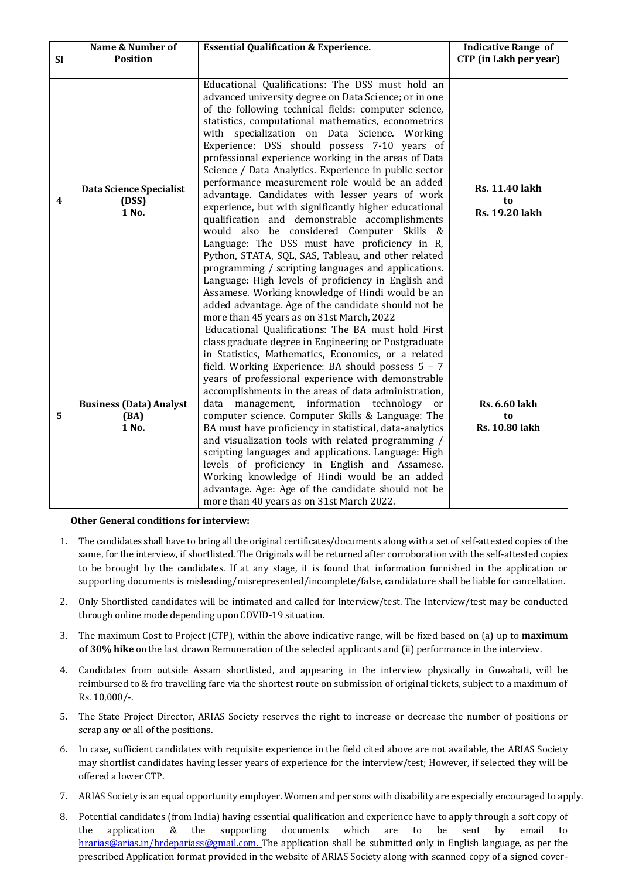| Sl | Name & Number of Position | Essential Qualification & Experience. | Indicative Range of CTP (in Lakh per year) |
|---|---|---|---|
| 4 | **Data Science Specialist (DSS) 1 No.** | Educational Qualifications: The DSS must hold an advanced university degree on Data Science; or in one of the following technical fields: computer science, statistics, computational mathematics, econometrics with specialization on Data Science. Working Experience: DSS should possess 7-10 years of professional experience working in the areas of Data Science / Data Analytics. Experience in public sector performance measurement role would be an added advantage. Candidates with lesser years of work experience, but with significantly higher educational qualification and demonstrable accomplishments would also be considered Computer Skills & Language: The DSS must have proficiency in R, Python, STATA, SQL, SAS, Tableau, and other related programming / scripting languages and applications. Language: High levels of proficiency in English and Assamese. Working knowledge of Hindi would be an added advantage. Age of the candidate should not be more than 45 years as on 31st March, 2022 | **Rs. 11.40 lakh to Rs. 19.20 lakh** |
| 5 | **Business (Data) Analyst (BA) 1 No.** | Educational Qualifications: The BA must hold First class graduate degree in Engineering or Postgraduate in Statistics, Mathematics, Economics, or a related field. Working Experience: BA should possess 5 – 7 years of professional experience with demonstrable accomplishments in the areas of data administration, data management, information technology or computer science. Computer Skills & Language: The BA must have proficiency in statistical, data-analytics and visualization tools with related programming / scripting languages and applications. Language: High levels of proficiency in English and Assamese. Working knowledge of Hindi would be an added advantage. Age: Age of the candidate should not be more than 40 years as on 31st March 2022. | **Rs. 6.60 lakh to Rs. 10.80 lakh** |

**Other General conditions for interview:**

1. The candidates shall have to bring all the original certificates/documents along with a set of self-attested copies of the same, for the interview, if shortlisted. The Originals will be returned after corroboration with the self-attested copies to be brought by the candidates. If at any stage, it is found that information furnished in the application or supporting documents is misleading/misrepresented/incomplete/false, candidature shall be liable for cancellation.
2. Only Shortlisted candidates will be intimated and called for Interview/test. The Interview/test may be conducted through online mode depending upon COVID-19 situation.
3. The maximum Cost to Project (CTP), within the above indicative range, will be fixed based on (a) up to **maximum of 30% hike** on the last drawn Remuneration of the selected applicants and (ii) performance in the interview.
4. Candidates from outside Assam shortlisted, and appearing in the interview physically in Guwahati, will be reimbursed to & fro travelling fare via the shortest route on submission of original tickets, subject to a maximum of Rs. 10,000/-.
5. The State Project Director, ARIAS Society reserves the right to increase or decrease the number of positions or scrap any or all of the positions.
6. In case, sufficient candidates with requisite experience in the field cited above are not available, the ARIAS Society may shortlist candidates having lesser years of experience for the interview/test; However, if selected they will be offered a lower CTP.
7. ARIAS Society is an equal opportunity employer. Women and persons with disability are especially encouraged to apply.
8. Potential candidates (from India) having essential qualification and experience have to apply through a soft copy of the application & the supporting documents which are to be sent by email to hrarias@arias.in/hrdepariass@gmail.com. The application shall be submitted only in English language, as per the prescribed Application format provided in the website of ARIAS Society along with scanned copy of a signed cover-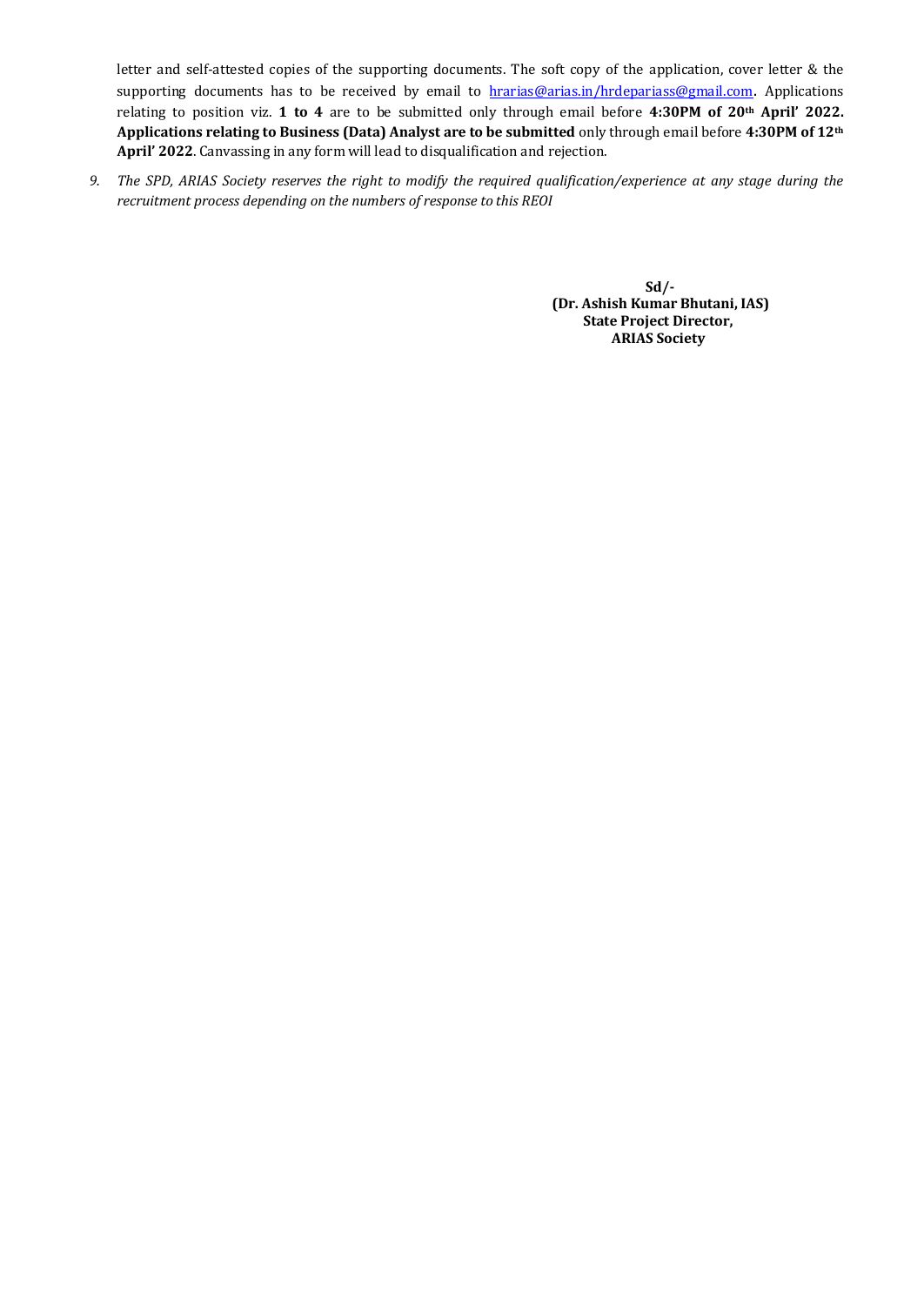letter and self-attested copies of the supporting documents. The soft copy of the application, cover letter & the supporting documents has to be received by email to hrarias@arias.in/hrdepariass@gmail.com. Applications relating to position viz. **1 to 4** are to be submitted only through email before **4:30PM of 20th April' 2022. Applications relating to Business (Data) Analyst are to be submitted** only through email before **4:30PM of 12th April' 2022**. Canvassing in any form will lead to disqualification and rejection.

9. *The SPD, ARIAS Society reserves the right to modify the required qualification/experience at any stage during the recruitment process depending on the numbers of response to this REOI*

**Sd/-**
**(Dr. Ashish Kumar Bhutani, IAS)**
**State Project Director,**
**ARIAS Society**